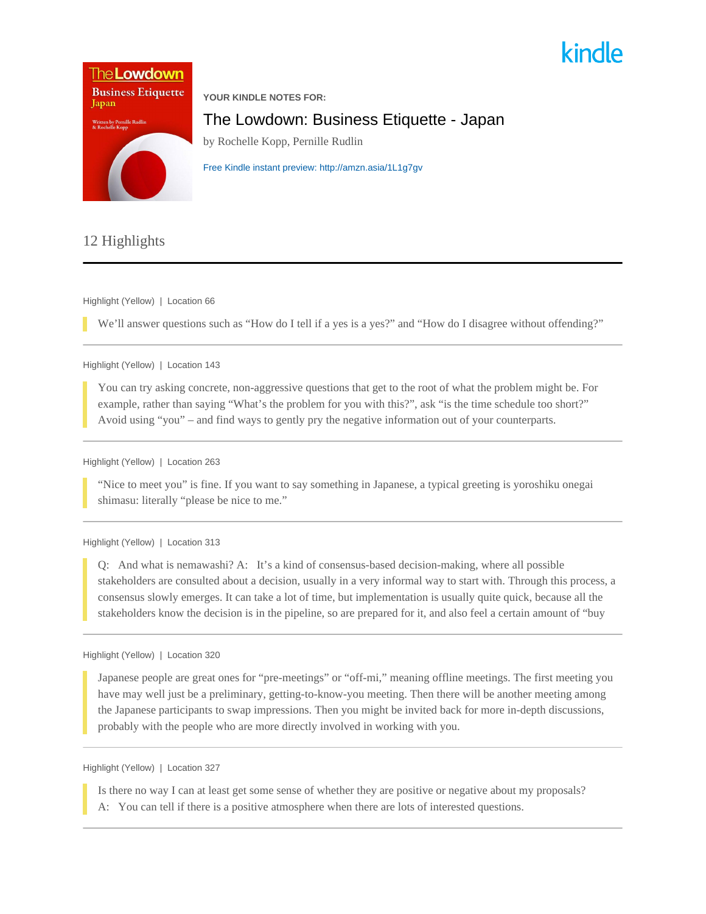kindle

YOUR KINDLE NOTES FOR:

# The Lowdown: Business Etiquette - Japan

by Rochelle Kopp, Pernille Rudlin

Free Kindle instant preview: http://amzn.asia/1L1g7gv

## 12 Highlights

---

Highlight (Yellow) | Location 66

> We'll answer questions such as "How do I tell if a yes is a yes?" and "How do I disagree without offending?"

---

Highlight (Yellow) | Location 143

> You can try asking concrete, non-aggressive questions that get to the root of what the problem might be. For example, rather than saying "What's the problem for you with this?", ask "is the time schedule too short?" Avoid using "you" – and find ways to gently pry the negative information out of your counterparts.

---

Highlight (Yellow) | Location 263

> "Nice to meet you" is fine. If you want to say something in Japanese, a typical greeting is yoroshiku onegai shimasu: literally "please be nice to me."

---

Highlight (Yellow) | Location 313

> Q: And what is nemawashi? A: It's a kind of consensus-based decision-making, where all possible stakeholders are consulted about a decision, usually in a very informal way to start with. Through this process, a consensus slowly emerges. It can take a lot of time, but implementation is usually quite quick, because all the stakeholders know the decision is in the pipeline, so are prepared for it, and also feel a certain amount of "buy

---

Highlight (Yellow) | Location 320

> Japanese people are great ones for "pre-meetings" or "off-mi," meaning offline meetings. The first meeting you have may well just be a preliminary, getting-to-know-you meeting. Then there will be another meeting among the Japanese participants to swap impressions. Then you might be invited back for more in-depth discussions, probably with the people who are more directly involved in working with you.

---

Highlight (Yellow) | Location 327

> Is there no way I can at least get some sense of whether they are positive or negative about my proposals? A: You can tell if there is a positive atmosphere when there are lots of interested questions.

---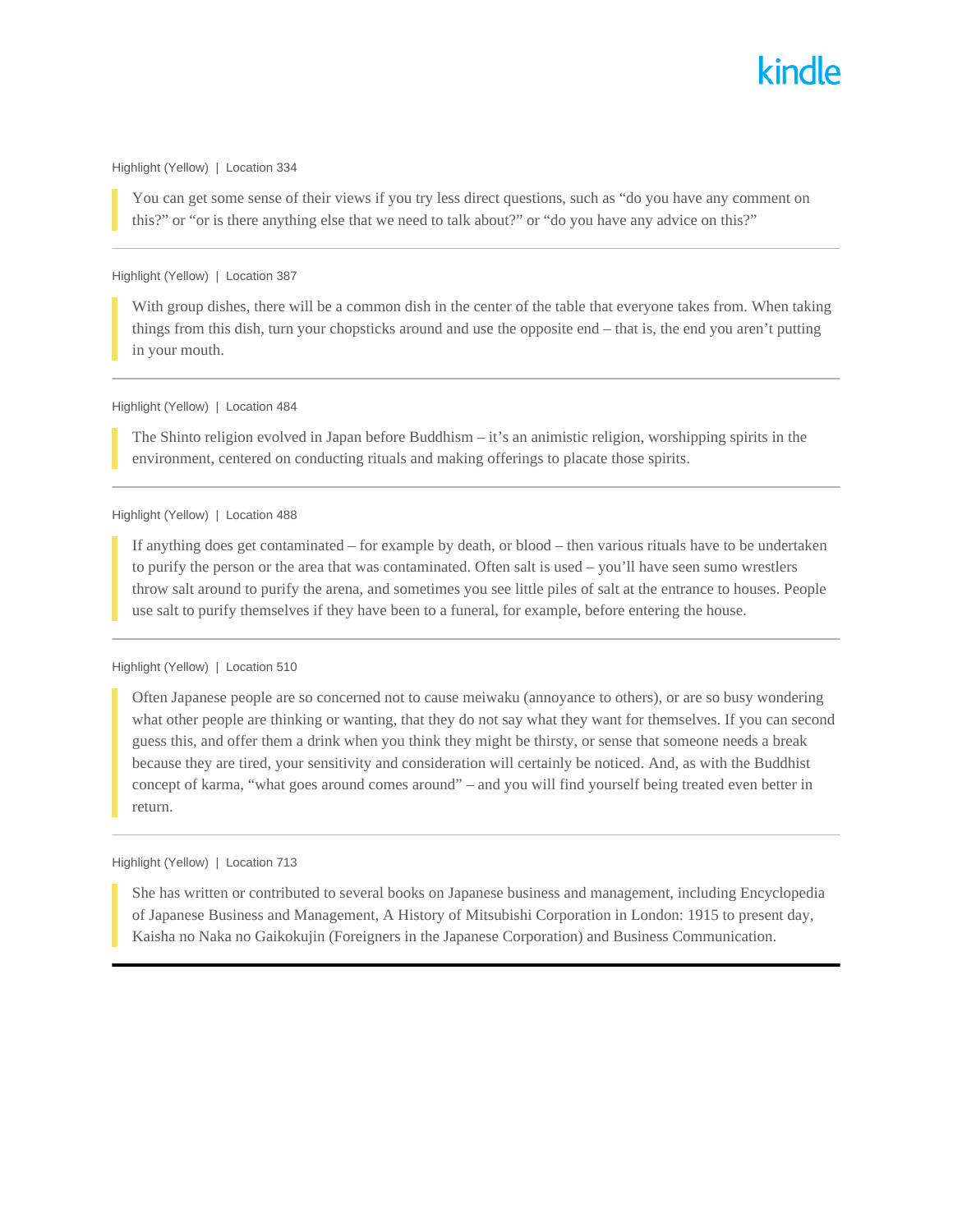Highlight (Yellow) | Location 334

> You can get some sense of their views if you try less direct questions, such as “do you have any comment on this?” or “or is there anything else that we need to talk about?” or “do you have any advice on this?”

---

Highlight (Yellow) | Location 387

> With group dishes, there will be a common dish in the center of the table that everyone takes from. When taking things from this dish, turn your chopsticks around and use the opposite end – that is, the end you aren’t putting in your mouth.

---

Highlight (Yellow) | Location 484

> The Shinto religion evolved in Japan before Buddhism – it’s an animistic religion, worshipping spirits in the environment, centered on conducting rituals and making offerings to placate those spirits.

---

Highlight (Yellow) | Location 488

> If anything does get contaminated – for example by death, or blood – then various rituals have to be undertaken to purify the person or the area that was contaminated. Often salt is used – you’ll have seen sumo wrestlers throw salt around to purify the arena, and sometimes you see little piles of salt at the entrance to houses. People use salt to purify themselves if they have been to a funeral, for example, before entering the house.

---

Highlight (Yellow) | Location 510

> Often Japanese people are so concerned not to cause meiwaku (annoyance to others), or are so busy wondering what other people are thinking or wanting, that they do not say what they want for themselves. If you can second guess this, and offer them a drink when you think they might be thirsty, or sense that someone needs a break because they are tired, your sensitivity and consideration will certainly be noticed. And, as with the Buddhist concept of karma, “what goes around comes around” – and you will find yourself being treated even better in return.

---

Highlight (Yellow) | Location 713

> She has written or contributed to several books on Japanese business and management, including Encyclopedia of Japanese Business and Management, A History of Mitsubishi Corporation in London: 1915 to present day, Kaisha no Naka no Gaikokujin (Foreigners in the Japanese Corporation) and Business Communication.